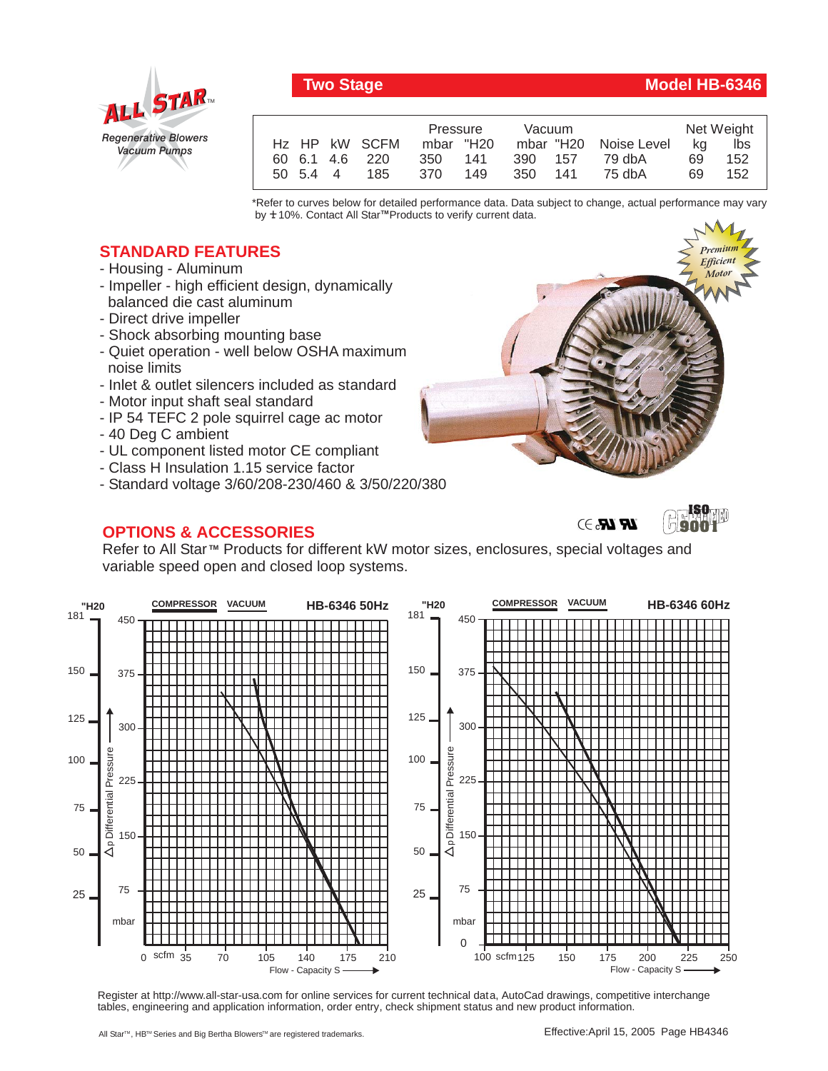ALL STAR™ Regenerative Blowers Vacuum Pumps

## Two Stage — Model HB-6346

| Hz | HP | kW | SCFM | Pressure mbar | Pressure "H20 | Vacuum mbar | Vacuum "H20 | Noise Level | Net Weight kg | Net Weight lbs |
|---|---|---|---|---|---|---|---|---|---|---|
| 60 | 6.1 | 4.6 | 220 | 350 | 141 | 390 | 157 | 79 dbA | 69 | 152 |
| 50 | 5.4 | 4 | 185 | 370 | 149 | 350 | 141 | 75 dbA | 69 | 152 |

*Refer to curves below for detailed performance data. Data subject to change, actual performance may vary by ± 10%. Contact All Star™ Products to verify current data.

## STANDARD FEATURES

- Housing - Aluminum
- Impeller - high efficient design, dynamically balanced die cast aluminum
- Direct drive impeller
- Shock absorbing mounting base
- Quiet operation - well below OSHA maximum noise limits
- Inlet & outlet silencers included as standard
- Motor input shaft seal standard
- IP 54 TEFC 2 pole squirrel cage ac motor
- 40 Deg C ambient
- UL component listed motor CE compliant
- Class H Insulation 1.15 service factor
- Standard voltage 3/60/208-230/460 & 3/50/220/380

Premium Efficient Motor

## OPTIONS & ACCESSORIES

Refer to All Star™ Products for different kW motor sizes, enclosures, special voltages and variable speed open and closed loop systems.

HB-6346 50Hz — COMPRESSOR / VACUUM — Δp Differential Pressure ("H20: 25, 50, 75, 100, 125, 150, 181; mbar: 75, 150, 225, 300, 375, 450) vs. Flow - Capacity scfm (0, 35, 70, 105, 140, 175, 210)

HB-6346 60Hz — COMPRESSOR / VACUUM — Δp Differential Pressure ("H20: 25, 50, 75, 100, 125, 150, 181; mbar: 0, 75, 150, 225, 300, 375, 450) vs. Flow - Capacity scfm (100, 125, 150, 175, 200, 225, 250)

Register at http://www.all-star-usa.com for online services for current technical data, AutoCad drawings, competitive interchange tables, engineering and application information, order entry, check shipment status and new product information.

All Star™, HB™ Series and Big Bertha Blowers™ are registered trademarks.

Effective:April 15, 2005 Page HB4346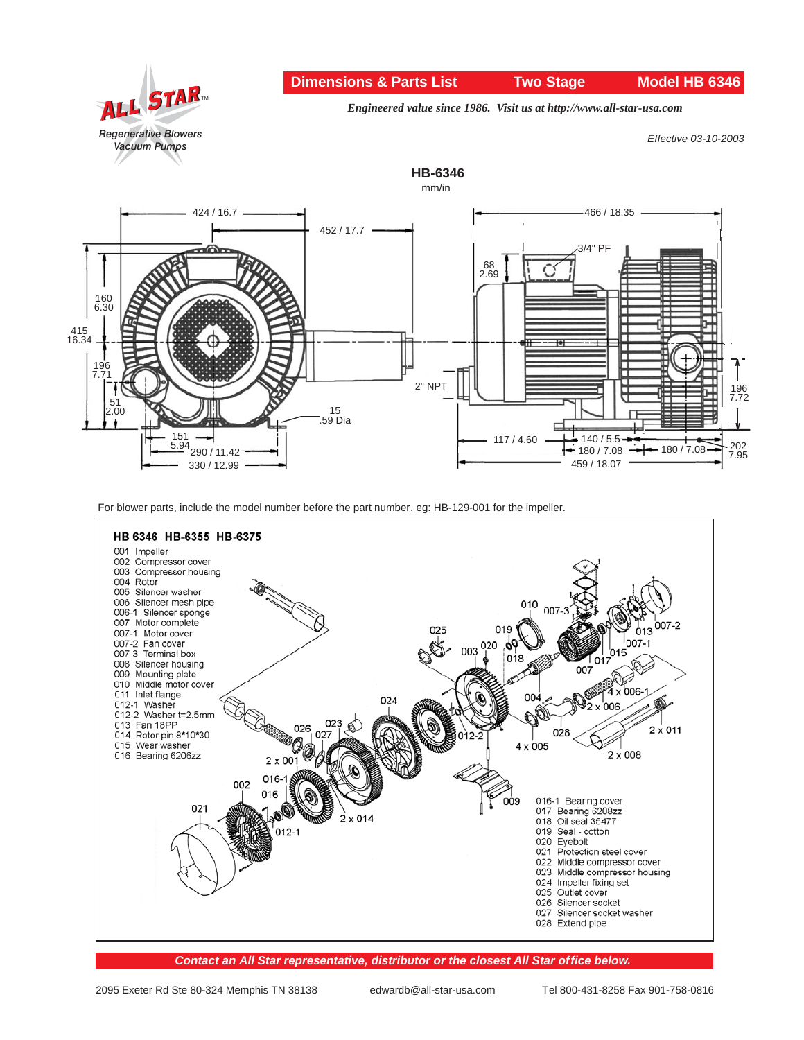ALL STAR™
*Regenerative Blowers*
*Vacuum Pumps*

## Dimensions & Parts List — Two Stage — Model HB 6346

***Engineered value since 1986. Visit us at http://www.all-star-usa.com***

*Effective 03-10-2003*

**HB-6346**
mm/in

424 / 16.7
452 / 17.7
466 / 18.35
3/4" PF
68
2.69
160
6.30
415
16.34
196
7.71
51
2.00
2" NPT
15
.59 Dia
196
7.72
151
5.94
290 / 11.42
330 / 12.99
117 / 4.60
140 / 5.5
180 / 7.08
180 / 7.08
202
7.95
459 / 18.07

For blower parts, include the model number before the part number, eg: HB-129-001 for the impeller.

**HB 6346 HB-6355 HB-6375**

- 001 Impeller
- 002 Compressor cover
- 003 Compressor housing
- 004 Rotor
- 005 Silencer washer
- 006 Silencer mesh pipe
- 006-1 Silencer sponge
- 007 Motor complete
- 007-1 Motor cover
- 007-2 Fan cover
- 007-3 Terminal box
- 008 Silencer housing
- 009 Mounting plate
- 010 Middle motor cover
- 011 Inlet flange
- 012-1 Washer
- 012-2 Washer t=2.5mm
- 013 Fan 18PP
- 014 Rotor pin 8*10*30
- 015 Wear washer
- 016 Bearing 6206zz
- 016-1 Bearing cover
- 017 Bearing 6208zz
- 018 Oil seal 35477
- 019 Seal - cotton
- 020 Eyebolt
- 021 Protection steel cover
- 022 Middle compressor cover
- 023 Middle compressor housing
- 024 Impeller fixing set
- 025 Outlet cover
- 026 Silencer socket
- 027 Silencer socket washer
- 028 Extend pipe

010
007-3
007-2
013
007-1
025
019
003
020
018
015
017
007
004
4 x 006-1
2 x 006
024
023
026
027
012-2
028
2 x 011
4 x 005
2 x 008
2 x 001
016-1
002
016
009
021
2 x 014
012-1

***Contact an All Star representative, distributor or the closest All Star office below.***

2095 Exeter Rd Ste 80-324 Memphis TN 38138 — edwardb@all-star-usa.com — Tel 800-431-8258 Fax 901-758-0816